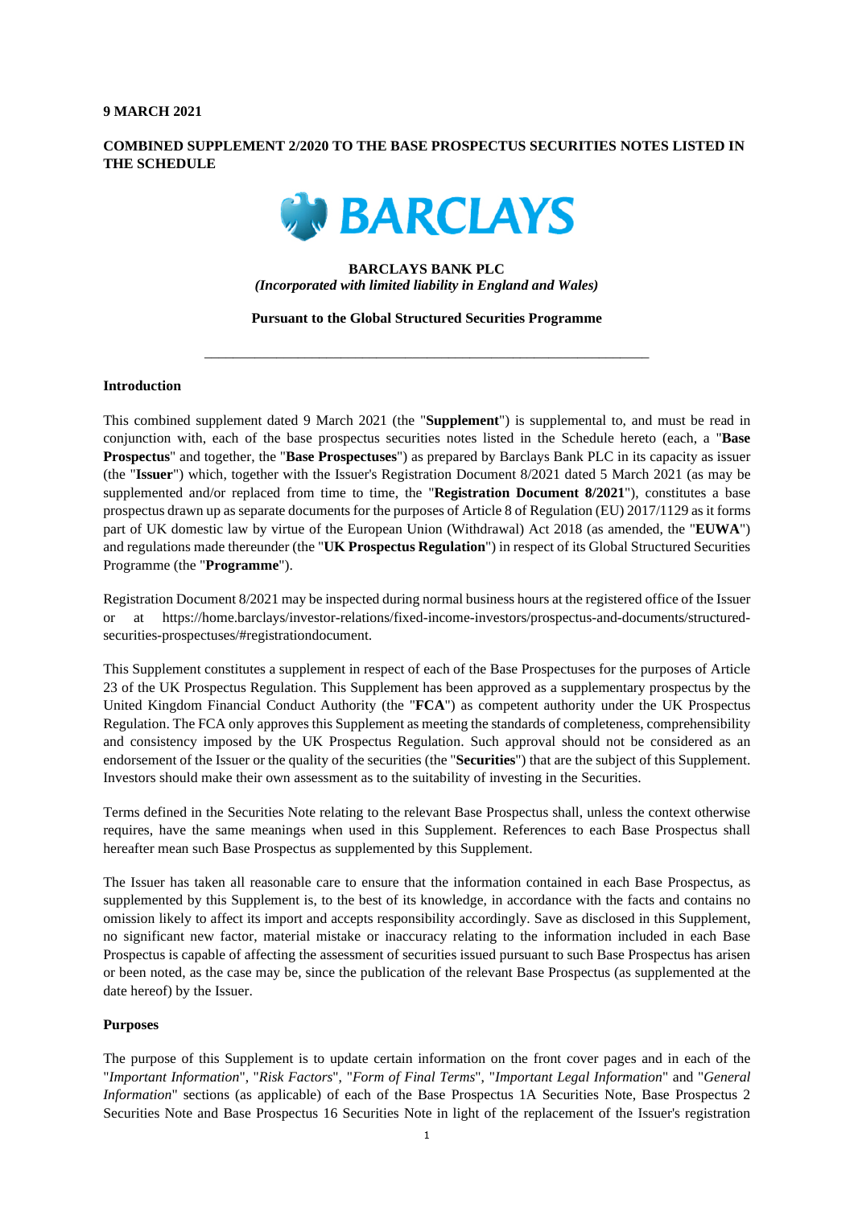**9 MARCH 2021**

**COMBINED SUPPLEMENT 2/2020 TO THE BASE PROSPECTUS SECURITIES NOTES LISTED IN THE SCHEDULE**

**BARCLAYS BANK PLC**
***(Incorporated with limited liability in England and Wales)***

**Pursuant to the Global Structured Securities Programme**

---

**Introduction**

This combined supplement dated 9 March 2021 (the "**Supplement**") is supplemental to, and must be read in conjunction with, each of the base prospectus securities notes listed in the Schedule hereto (each, a "**Base Prospectus**" and together, the "**Base Prospectuses**") as prepared by Barclays Bank PLC in its capacity as issuer (the "**Issuer**") which, together with the Issuer's Registration Document 8/2021 dated 5 March 2021 (as may be supplemented and/or replaced from time to time, the "**Registration Document 8/2021**"), constitutes a base prospectus drawn up as separate documents for the purposes of Article 8 of Regulation (EU) 2017/1129 as it forms part of UK domestic law by virtue of the European Union (Withdrawal) Act 2018 (as amended, the "**EUWA**") and regulations made thereunder (the "**UK Prospectus Regulation**") in respect of its Global Structured Securities Programme (the "**Programme**").

Registration Document 8/2021 may be inspected during normal business hours at the registered office of the Issuer or at https://home.barclays/investor-relations/fixed-income-investors/prospectus-and-documents/structured-securities-prospectuses/#registrationdocument.

This Supplement constitutes a supplement in respect of each of the Base Prospectuses for the purposes of Article 23 of the UK Prospectus Regulation. This Supplement has been approved as a supplementary prospectus by the United Kingdom Financial Conduct Authority (the "**FCA**") as competent authority under the UK Prospectus Regulation. The FCA only approves this Supplement as meeting the standards of completeness, comprehensibility and consistency imposed by the UK Prospectus Regulation. Such approval should not be considered as an endorsement of the Issuer or the quality of the securities (the "**Securities**") that are the subject of this Supplement. Investors should make their own assessment as to the suitability of investing in the Securities.

Terms defined in the Securities Note relating to the relevant Base Prospectus shall, unless the context otherwise requires, have the same meanings when used in this Supplement. References to each Base Prospectus shall hereafter mean such Base Prospectus as supplemented by this Supplement.

The Issuer has taken all reasonable care to ensure that the information contained in each Base Prospectus, as supplemented by this Supplement is, to the best of its knowledge, in accordance with the facts and contains no omission likely to affect its import and accepts responsibility accordingly. Save as disclosed in this Supplement, no significant new factor, material mistake or inaccuracy relating to the information included in each Base Prospectus is capable of affecting the assessment of securities issued pursuant to such Base Prospectus has arisen or been noted, as the case may be, since the publication of the relevant Base Prospectus (as supplemented at the date hereof) by the Issuer.

**Purposes**

The purpose of this Supplement is to update certain information on the front cover pages and in each of the "*Important Information*", "*Risk Factors*", "*Form of Final Terms*", "*Important Legal Information*" and "*General Information*" sections (as applicable) of each of the Base Prospectus 1A Securities Note, Base Prospectus 2 Securities Note and Base Prospectus 16 Securities Note in light of the replacement of the Issuer's registration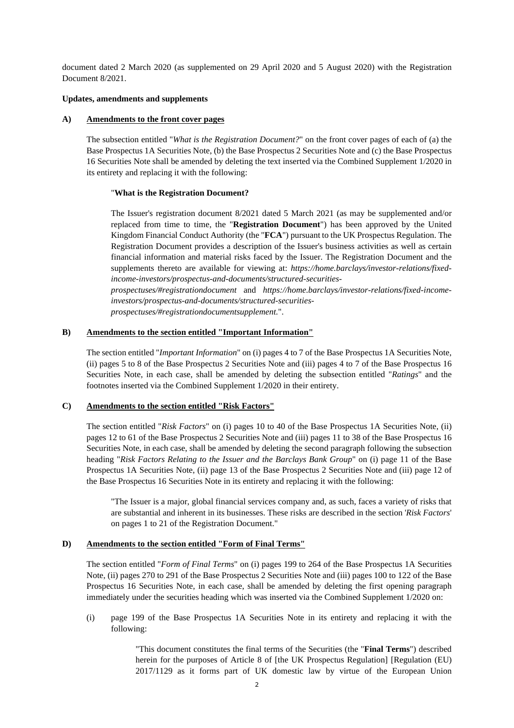document dated 2 March 2020 (as supplemented on 29 April 2020 and 5 August 2020) with the Registration Document 8/2021.

**Updates, amendments and supplements**

**A) Amendments to the front cover pages**

The subsection entitled "*What is the Registration Document?*" on the front cover pages of each of (a) the Base Prospectus 1A Securities Note, (b) the Base Prospectus 2 Securities Note and (c) the Base Prospectus 16 Securities Note shall be amended by deleting the text inserted via the Combined Supplement 1/2020 in its entirety and replacing it with the following:

> "**What is the Registration Document?**
>
> The Issuer's registration document 8/2021 dated 5 March 2021 (as may be supplemented and/or replaced from time to time, the "**Registration Document**") has been approved by the United Kingdom Financial Conduct Authority (the "**FCA**") pursuant to the UK Prospectus Regulation. The Registration Document provides a description of the Issuer's business activities as well as certain financial information and material risks faced by the Issuer. The Registration Document and the supplements thereto are available for viewing at: *https://home.barclays/investor-relations/fixed-income-investors/prospectus-and-documents/structured-securities-prospectuses/#registrationdocument* and *https://home.barclays/investor-relations/fixed-income-investors/prospectus-and-documents/structured-securities-prospectuses/#registrationdocumentsupplement.*".

**B) Amendments to the section entitled "Important Information"**

The section entitled "*Important Information*" on (i) pages 4 to 7 of the Base Prospectus 1A Securities Note, (ii) pages 5 to 8 of the Base Prospectus 2 Securities Note and (iii) pages 4 to 7 of the Base Prospectus 16 Securities Note, in each case, shall be amended by deleting the subsection entitled "*Ratings*" and the footnotes inserted via the Combined Supplement 1/2020 in their entirety.

**C) Amendments to the section entitled "Risk Factors"**

The section entitled "*Risk Factors*" on (i) pages 10 to 40 of the Base Prospectus 1A Securities Note, (ii) pages 12 to 61 of the Base Prospectus 2 Securities Note and (iii) pages 11 to 38 of the Base Prospectus 16 Securities Note, in each case, shall be amended by deleting the second paragraph following the subsection heading "*Risk Factors Relating to the Issuer and the Barclays Bank Group*" on (i) page 11 of the Base Prospectus 1A Securities Note, (ii) page 13 of the Base Prospectus 2 Securities Note and (iii) page 12 of the Base Prospectus 16 Securities Note in its entirety and replacing it with the following:

> "The Issuer is a major, global financial services company and, as such, faces a variety of risks that are substantial and inherent in its businesses. These risks are described in the section '*Risk Factors*' on pages 1 to 21 of the Registration Document."

**D) Amendments to the section entitled "Form of Final Terms"**

The section entitled "*Form of Final Terms*" on (i) pages 199 to 264 of the Base Prospectus 1A Securities Note, (ii) pages 270 to 291 of the Base Prospectus 2 Securities Note and (iii) pages 100 to 122 of the Base Prospectus 16 Securities Note, in each case, shall be amended by deleting the first opening paragraph immediately under the securities heading which was inserted via the Combined Supplement 1/2020 on:

(i) page 199 of the Base Prospectus 1A Securities Note in its entirety and replacing it with the following:

> "This document constitutes the final terms of the Securities (the "**Final Terms**") described herein for the purposes of Article 8 of [the UK Prospectus Regulation] [Regulation (EU) 2017/1129 as it forms part of UK domestic law by virtue of the European Union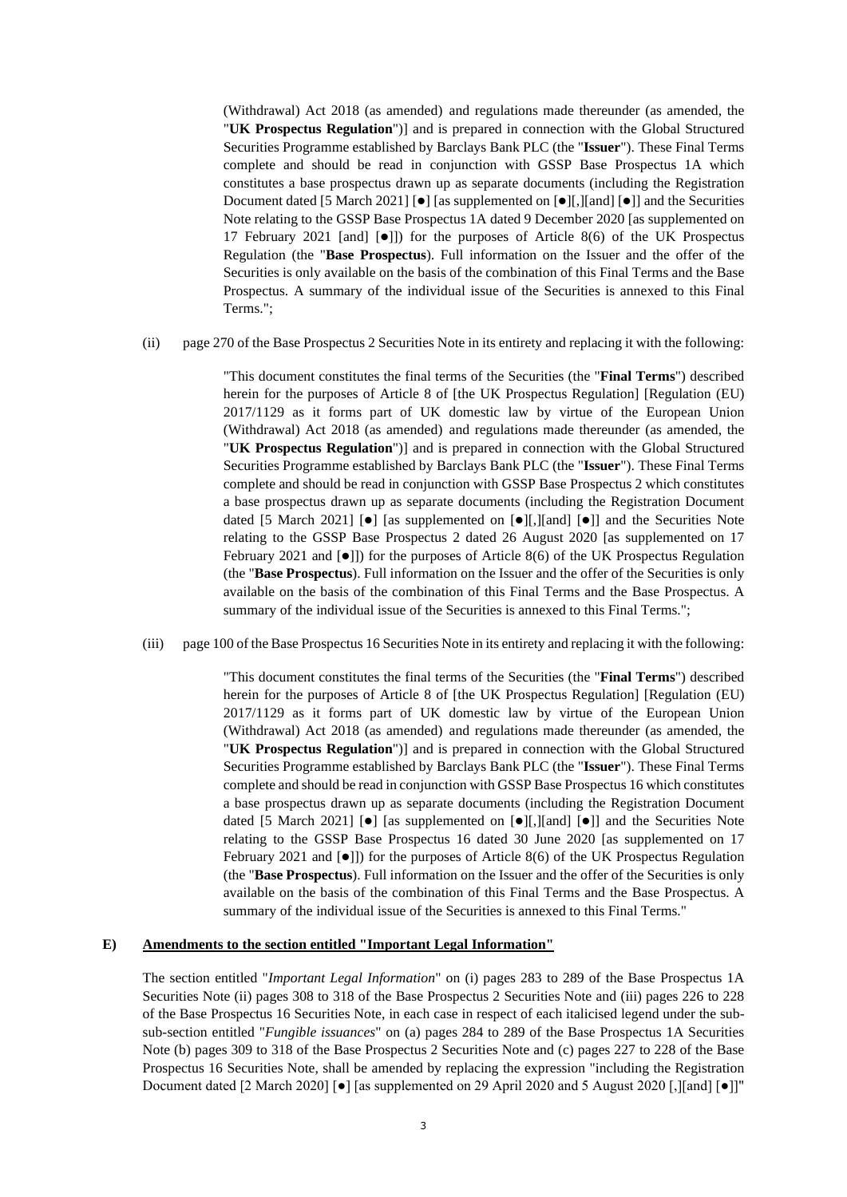(Withdrawal) Act 2018 (as amended) and regulations made thereunder (as amended, the "**UK Prospectus Regulation**")] and is prepared in connection with the Global Structured Securities Programme established by Barclays Bank PLC (the "**Issuer**"). These Final Terms complete and should be read in conjunction with GSSP Base Prospectus 1A which constitutes a base prospectus drawn up as separate documents (including the Registration Document dated [5 March 2021] [●] [as supplemented on [●][,][and] [●]] and the Securities Note relating to the GSSP Base Prospectus 1A dated 9 December 2020 [as supplemented on 17 February 2021 [and] [●]]) for the purposes of Article 8(6) of the UK Prospectus Regulation (the "**Base Prospectus**). Full information on the Issuer and the offer of the Securities is only available on the basis of the combination of this Final Terms and the Base Prospectus. A summary of the individual issue of the Securities is annexed to this Final Terms.";

(ii) page 270 of the Base Prospectus 2 Securities Note in its entirety and replacing it with the following:

"This document constitutes the final terms of the Securities (the "**Final Terms**") described herein for the purposes of Article 8 of [the UK Prospectus Regulation] [Regulation (EU) 2017/1129 as it forms part of UK domestic law by virtue of the European Union (Withdrawal) Act 2018 (as amended) and regulations made thereunder (as amended, the "**UK Prospectus Regulation**")] and is prepared in connection with the Global Structured Securities Programme established by Barclays Bank PLC (the "**Issuer**"). These Final Terms complete and should be read in conjunction with GSSP Base Prospectus 2 which constitutes a base prospectus drawn up as separate documents (including the Registration Document dated [5 March 2021] [●] [as supplemented on [●][,][and] [●]] and the Securities Note relating to the GSSP Base Prospectus 2 dated 26 August 2020 [as supplemented on 17 February 2021 and [●]]) for the purposes of Article 8(6) of the UK Prospectus Regulation (the "**Base Prospectus**). Full information on the Issuer and the offer of the Securities is only available on the basis of the combination of this Final Terms and the Base Prospectus. A summary of the individual issue of the Securities is annexed to this Final Terms.";

(iii) page 100 of the Base Prospectus 16 Securities Note in its entirety and replacing it with the following:

"This document constitutes the final terms of the Securities (the "**Final Terms**") described herein for the purposes of Article 8 of [the UK Prospectus Regulation] [Regulation (EU) 2017/1129 as it forms part of UK domestic law by virtue of the European Union (Withdrawal) Act 2018 (as amended) and regulations made thereunder (as amended, the "**UK Prospectus Regulation**")] and is prepared in connection with the Global Structured Securities Programme established by Barclays Bank PLC (the "**Issuer**"). These Final Terms complete and should be read in conjunction with GSSP Base Prospectus 16 which constitutes a base prospectus drawn up as separate documents (including the Registration Document dated [5 March 2021] [●] [as supplemented on [●][,][and] [●]] and the Securities Note relating to the GSSP Base Prospectus 16 dated 30 June 2020 [as supplemented on 17 February 2021 and [●]]) for the purposes of Article 8(6) of the UK Prospectus Regulation (the "**Base Prospectus**). Full information on the Issuer and the offer of the Securities is only available on the basis of the combination of this Final Terms and the Base Prospectus. A summary of the individual issue of the Securities is annexed to this Final Terms."

## E) Amendments to the section entitled "Important Legal Information"

The section entitled "*Important Legal Information*" on (i) pages 283 to 289 of the Base Prospectus 1A Securities Note (ii) pages 308 to 318 of the Base Prospectus 2 Securities Note and (iii) pages 226 to 228 of the Base Prospectus 16 Securities Note, in each case in respect of each italicised legend under the sub-sub-section entitled "*Fungible issuances*" on (a) pages 284 to 289 of the Base Prospectus 1A Securities Note (b) pages 309 to 318 of the Base Prospectus 2 Securities Note and (c) pages 227 to 228 of the Base Prospectus 16 Securities Note, shall be amended by replacing the expression "including the Registration Document dated [2 March 2020] [●] [as supplemented on 29 April 2020 and 5 August 2020 [,][and] [●]]"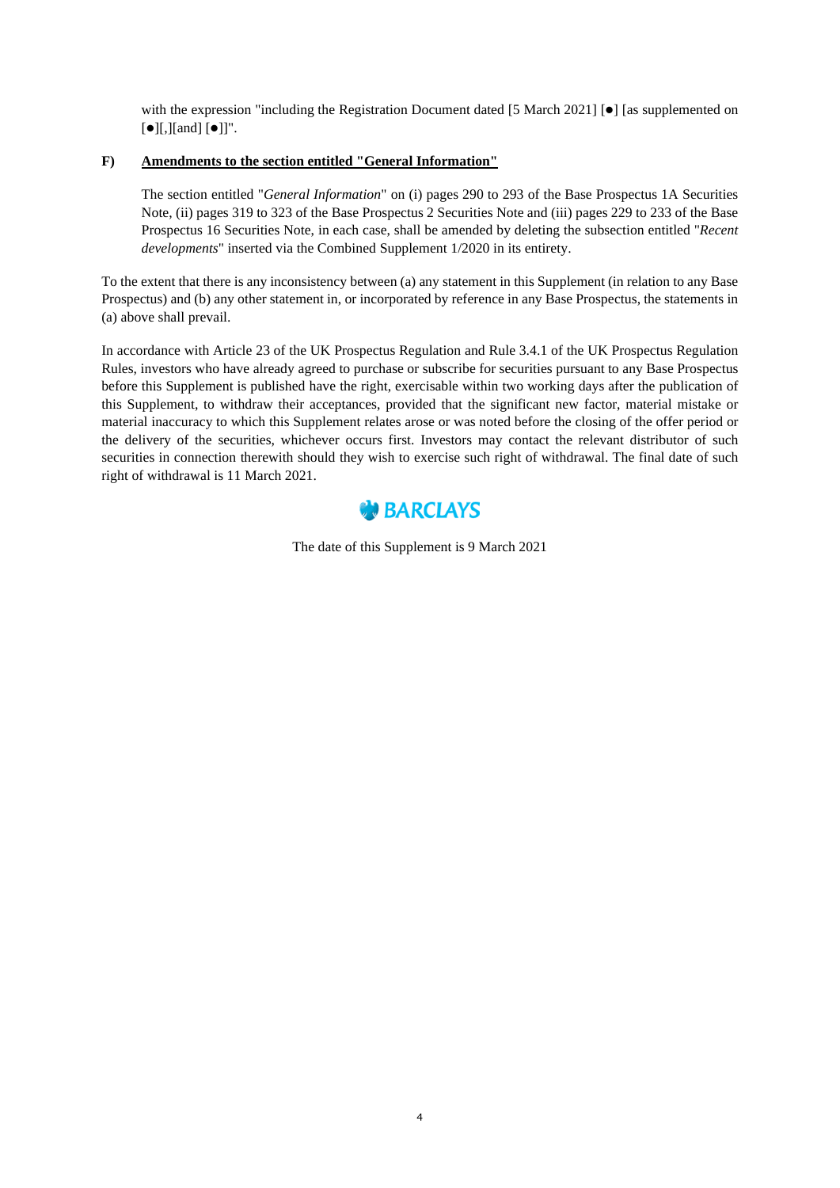with the expression "including the Registration Document dated [5 March 2021] [●] [as supplemented on [●][,][and] [●]]".

**F)** **Amendments to the section entitled "General Information"**

The section entitled "*General Information*" on (i) pages 290 to 293 of the Base Prospectus 1A Securities Note, (ii) pages 319 to 323 of the Base Prospectus 2 Securities Note and (iii) pages 229 to 233 of the Base Prospectus 16 Securities Note, in each case, shall be amended by deleting the subsection entitled "*Recent developments*" inserted via the Combined Supplement 1/2020 in its entirety.

To the extent that there is any inconsistency between (a) any statement in this Supplement (in relation to any Base Prospectus) and (b) any other statement in, or incorporated by reference in any Base Prospectus, the statements in (a) above shall prevail.

In accordance with Article 23 of the UK Prospectus Regulation and Rule 3.4.1 of the UK Prospectus Regulation Rules, investors who have already agreed to purchase or subscribe for securities pursuant to any Base Prospectus before this Supplement is published have the right, exercisable within two working days after the publication of this Supplement, to withdraw their acceptances, provided that the significant new factor, material mistake or material inaccuracy to which this Supplement relates arose or was noted before the closing of the offer period or the delivery of the securities, whichever occurs first. Investors may contact the relevant distributor of such securities in connection therewith should they wish to exercise such right of withdrawal. The final date of such right of withdrawal is 11 March 2021.

BARCLAYS

The date of this Supplement is 9 March 2021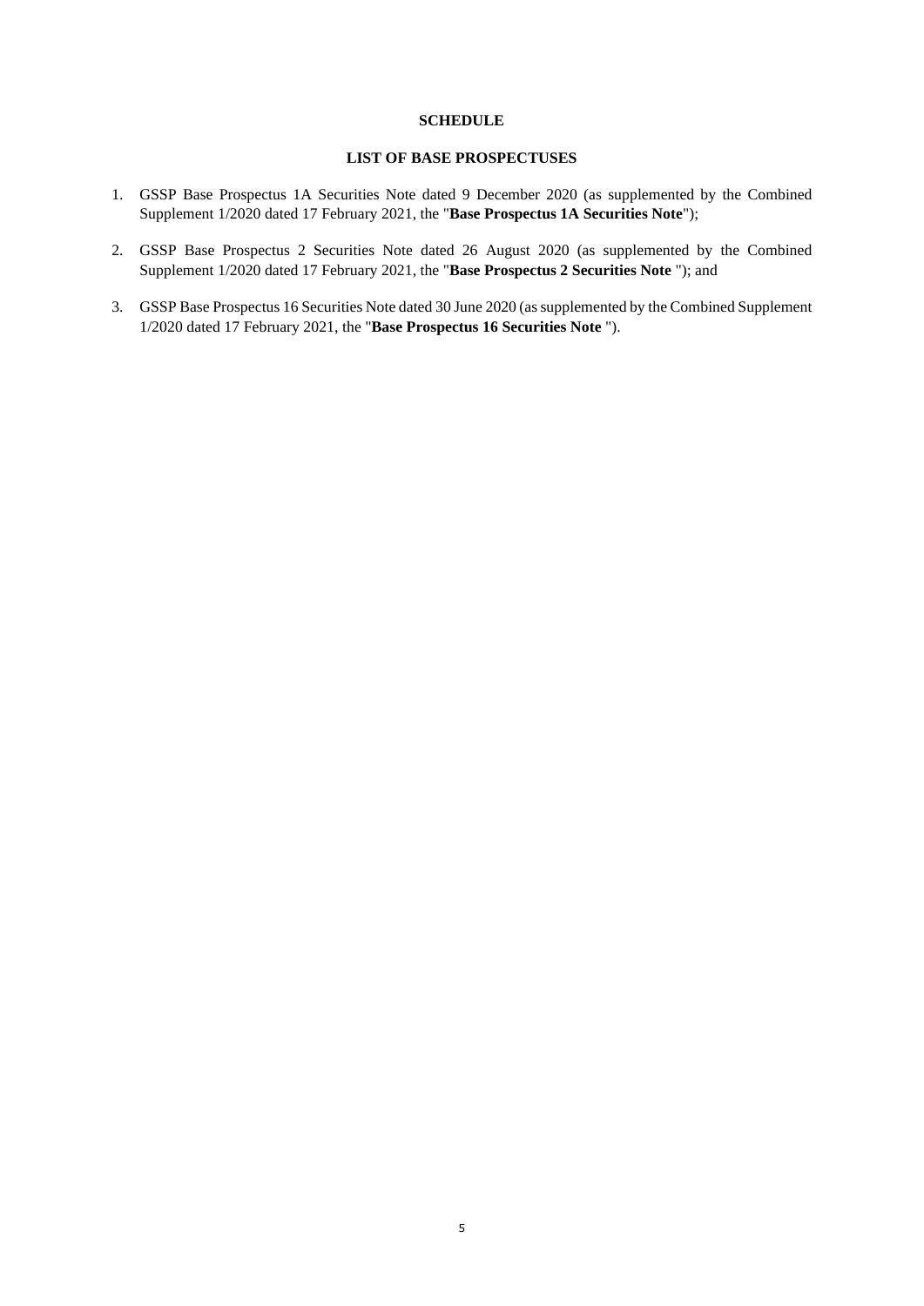**SCHEDULE**

**LIST OF BASE PROSPECTUSES**

1. GSSP Base Prospectus 1A Securities Note dated 9 December 2020 (as supplemented by the Combined Supplement 1/2020 dated 17 February 2021, the "**Base Prospectus 1A Securities Note**");

2. GSSP Base Prospectus 2 Securities Note dated 26 August 2020 (as supplemented by the Combined Supplement 1/2020 dated 17 February 2021, the "**Base Prospectus 2 Securities Note** "); and

3. GSSP Base Prospectus 16 Securities Note dated 30 June 2020 (as supplemented by the Combined Supplement 1/2020 dated 17 February 2021, the "**Base Prospectus 16 Securities Note** ").